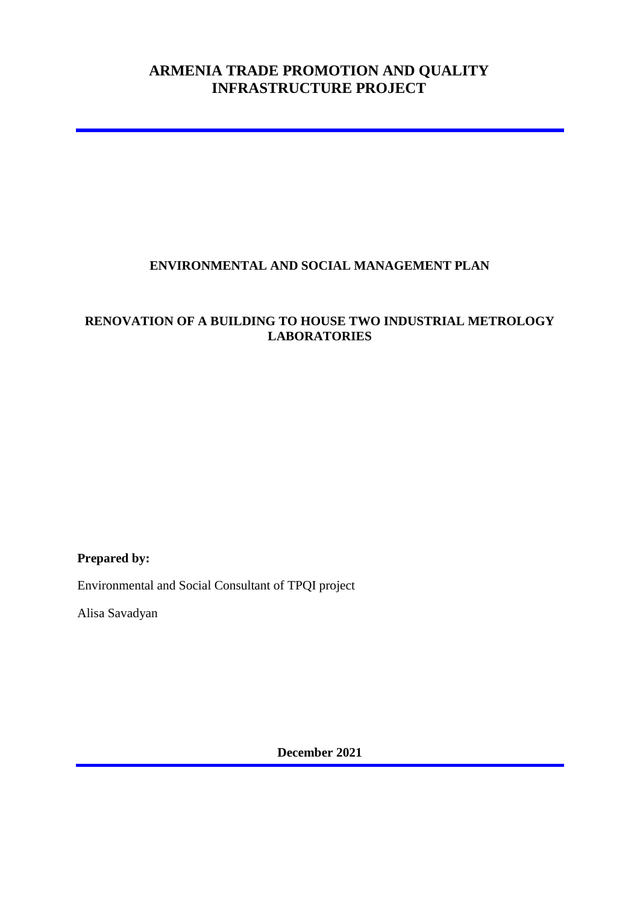# ARMENIA TRADE PROMOTION AND QUALITY INFRASTRUCTURE PROJECT

## ENVIRONMENTAL AND SOCIAL MANAGEMENT PLAN

## RENOVATION OF A BUILDING TO HOUSE TWO INDUSTRIAL METROLOGY LABORATORIES

**Prepared by:**

Environmental and Social Consultant of TPQI project

Alisa Savadyan

**December 2021**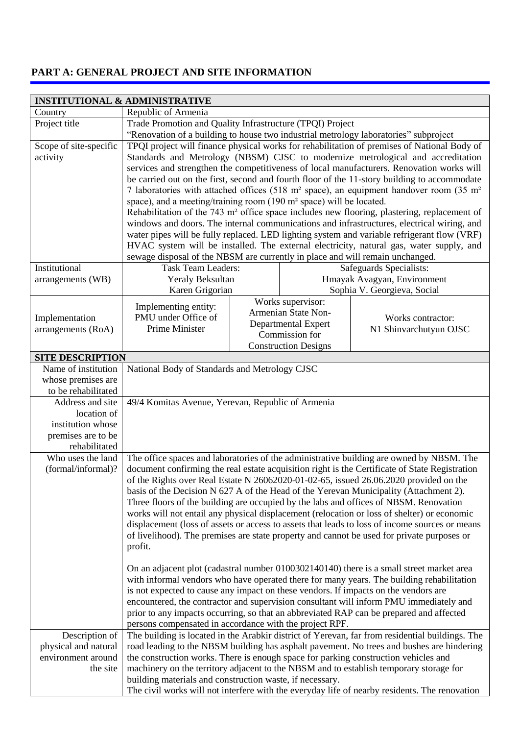## PART A: GENERAL PROJECT AND SITE INFORMATION

| INSTITUTIONAL & ADMINISTRATIVE | | | |
|---|---|---|---|
| Country | Republic of Armenia | | |
| Project title | Trade Promotion and Quality Infrastructure (TPQI) Project<br>"Renovation of a building to house two industrial metrology laboratories" subproject | | |
| Scope of site-specific activity | TPQI project will finance physical works for rehabilitation of premises of National Body of Standards and Metrology (NBSM) CJSC to modernize metrological and accreditation services and strengthen the competitiveness of local manufacturers. Renovation works will be carried out on the first, second and fourth floor of the 11-story building to accommodate 7 laboratories with attached offices (518 m² space), an equipment handover room (35 m² space), and a meeting/training room (190 m² space) will be located.<br>Rehabilitation of the 743 m² office space includes new flooring, plastering, replacement of windows and doors. The internal communications and infrastructures, electrical wiring, and water pipes will be fully replaced. LED lighting system and variable refrigerant flow (VRF) HVAC system will be installed. The external electricity, natural gas, water supply, and sewage disposal of the NBSM are currently in place and will remain unchanged. | | |
| Institutional arrangements (WB) | Task Team Leaders:<br>Yeraly Beksultan<br>Karen Grigorian | Safeguards Specialists:<br>Hmayak Avagyan, Environment<br>Sophia V. Georgieva, Social | |
| Implementation arrangements (RoA) | Implementing entity:<br>PMU under Office of Prime Minister | Works supervisor:<br>Armenian State Non-Departmental Expert Commission for Construction Designs | Works contractor:<br>N1 Shinvarchutyun OJSC |
| **SITE DESCRIPTION** | | | |
| Name of institution whose premises are to be rehabilitated | National Body of Standards and Metrology CJSC | | |
| Address and site location of institution whose premises are to be rehabilitated | 49/4 Komitas Avenue, Yerevan, Republic of Armenia | | |
| Who uses the land (formal/informal)? | The office spaces and laboratories of the administrative building are owned by NBSM. The document confirming the real estate acquisition right is the Certificate of State Registration of the Rights over Real Estate N 26062020-01-02-65, issued 26.06.2020 provided on the basis of the Decision N 627 A of the Head of the Yerevan Municipality (Attachment 2). Three floors of the building are occupied by the labs and offices of NBSM. Renovation works will not entail any physical displacement (relocation or loss of shelter) or economic displacement (loss of assets or access to assets that leads to loss of income sources or means of livelihood). The premises are state property and cannot be used for private purposes or profit.<br><br>On an adjacent plot (cadastral number 0100302140140) there is a small street market area with informal vendors who have operated there for many years. The building rehabilitation is not expected to cause any impact on these vendors. If impacts on the vendors are encountered, the contractor and supervision consultant will inform PMU immediately and prior to any impacts occurring, so that an abbreviated RAP can be prepared and affected persons compensated in accordance with the project RPF. | | |
| Description of physical and natural environment around the site | The building is located in the Arabkir district of Yerevan, far from residential buildings. The road leading to the NBSM building has asphalt pavement. No trees and bushes are hindering the construction works. There is enough space for parking construction vehicles and machinery on the territory adjacent to the NBSM and to establish temporary storage for building materials and construction waste, if necessary.<br>The civil works will not interfere with the everyday life of nearby residents. The renovation | | |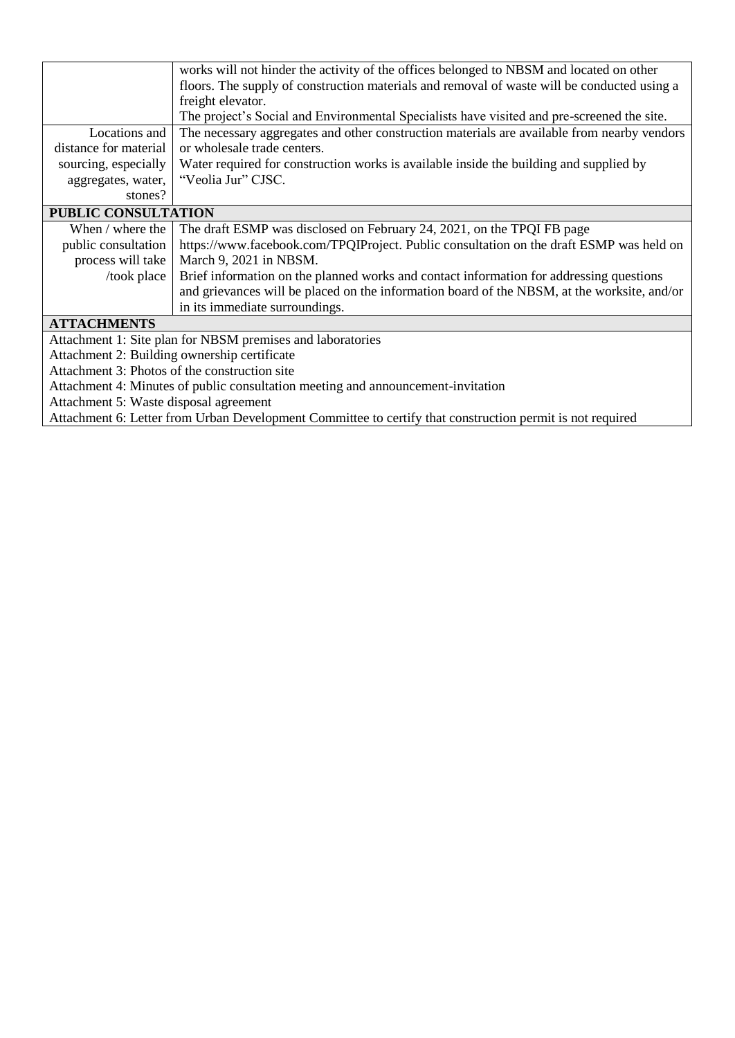| | |
|---|---|
| | works will not hinder the activity of the offices belonged to NBSM and located on other floors. The supply of construction materials and removal of waste will be conducted using a freight elevator.<br>The project's Social and Environmental Specialists have visited and pre-screened the site. |
| Locations and distance for material sourcing, especially aggregates, water, stones? | The necessary aggregates and other construction materials are available from nearby vendors or wholesale trade centers.<br>Water required for construction works is available inside the building and supplied by "Veolia Jur" CJSC. |
| **PUBLIC CONSULTATION** | |
| When / where the public consultation process will take /took place | The draft ESMP was disclosed on February 24, 2021, on the TPQI FB page https://www.facebook.com/TPQIProject. Public consultation on the draft ESMP was held on March 9, 2021 in NBSM.<br>Brief information on the planned works and contact information for addressing questions and grievances will be placed on the information board of the NBSM, at the worksite, and/or in its immediate surroundings. |
| **ATTACHMENTS** | |
| Attachment 1: Site plan for NBSM premises and laboratories<br>Attachment 2: Building ownership certificate<br>Attachment 3: Photos of the construction site<br>Attachment 4: Minutes of public consultation meeting and announcement-invitation<br>Attachment 5: Waste disposal agreement<br>Attachment 6: Letter from Urban Development Committee to certify that construction permit is not required | |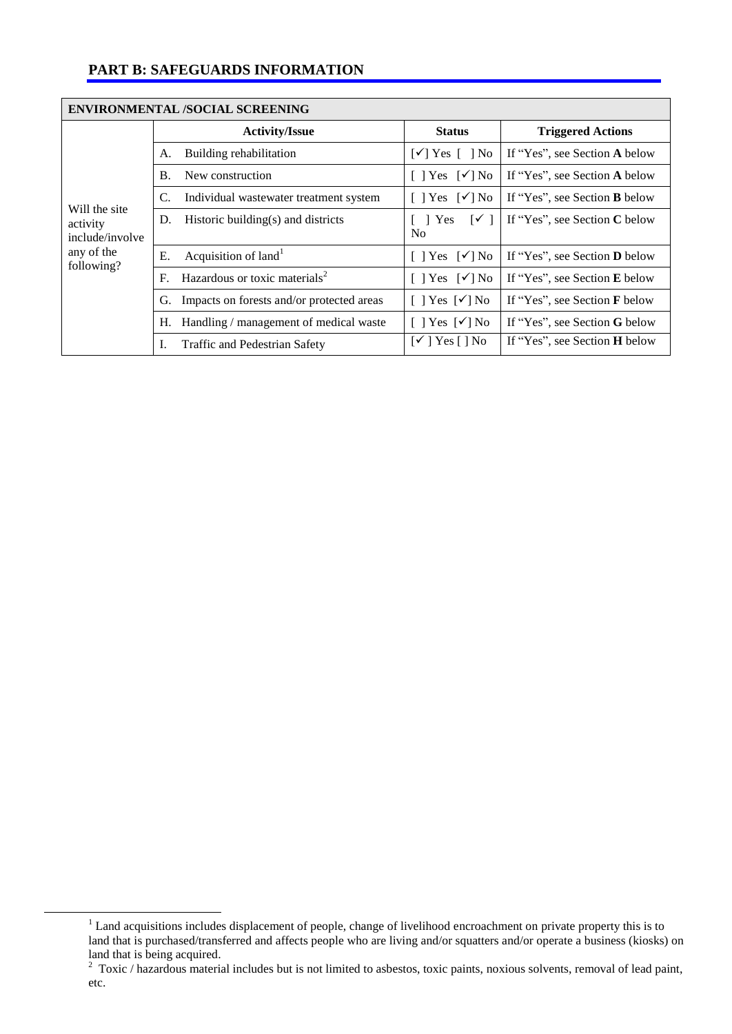## PART B: SAFEGUARDS INFORMATION

| ENVIRONMENTAL /SOCIAL SCREENING | | | |
|---|---|---|---|
| | **Activity/Issue** | **Status** | **Triggered Actions** |
| Will the site activity include/involve any of the following? | A. Building rehabilitation | [✓] Yes [ ] No | If "Yes", see Section **A** below |
| | B. New construction | [ ] Yes [✓] No | If "Yes", see Section **A** below |
| | C. Individual wastewater treatment system | [ ] Yes [✓] No | If "Yes", see Section **B** below |
| | D. Historic building(s) and districts | [ ] Yes [✓] No | If "Yes", see Section **C** below |
| | E. Acquisition of land[1] | [ ] Yes [✓] No | If "Yes", see Section **D** below |
| | F. Hazardous or toxic materials[2] | [ ] Yes [✓] No | If "Yes", see Section **E** below |
| | G. Impacts on forests and/or protected areas | [ ] Yes [✓] No | If "Yes", see Section **F** below |
| | H. Handling / management of medical waste | [ ] Yes [✓] No | If "Yes", see Section **G** below |
| | I. Traffic and Pedestrian Safety | [✓ ] Yes [ ] No | If "Yes", see Section **H** below |

[1] Land acquisitions includes displacement of people, change of livelihood encroachment on private property this is to land that is purchased/transferred and affects people who are living and/or squatters and/or operate a business (kiosks) on land that is being acquired.

[2] Toxic / hazardous material includes but is not limited to asbestos, toxic paints, noxious solvents, removal of lead paint, etc.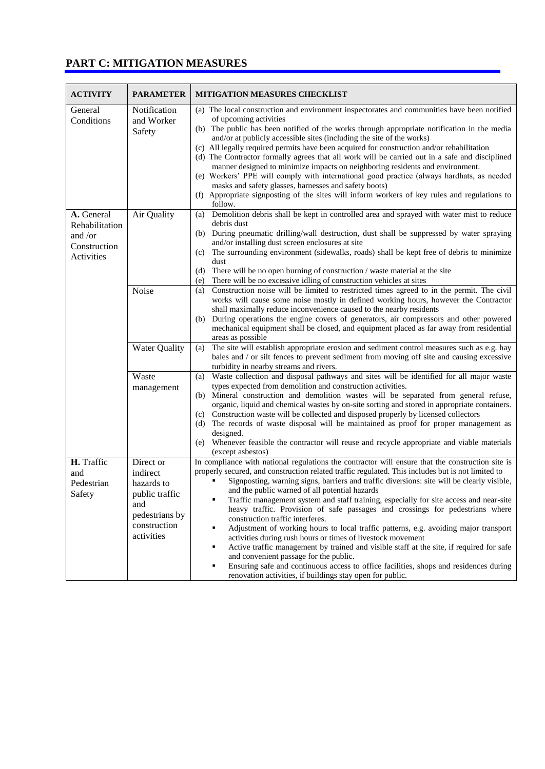## PART C: MITIGATION MEASURES

| ACTIVITY | PARAMETER | MITIGATION MEASURES CHECKLIST |
|---|---|---|
| General Conditions | Notification and Worker Safety | (a) The local construction and environment inspectorates and communities have been notified of upcoming activities<br>(b) The public has been notified of the works through appropriate notification in the media and/or at publicly accessible sites (including the site of the works)<br>(c) All legally required permits have been acquired for construction and/or rehabilitation<br>(d) The Contractor formally agrees that all work will be carried out in a safe and disciplined manner designed to minimize impacts on neighboring residents and environment.<br>(e) Workers' PPE will comply with international good practice (always hardhats, as needed masks and safety glasses, harnesses and safety boots)<br>(f) Appropriate signposting of the sites will inform workers of key rules and regulations to follow. |
| **A.** General Rehabilitation and /or Construction Activities | Air Quality | (a) Demolition debris shall be kept in controlled area and sprayed with water mist to reduce debris dust<br>(b) During pneumatic drilling/wall destruction, dust shall be suppressed by water spraying and/or installing dust screen enclosures at site<br>(c) The surrounding environment (sidewalks, roads) shall be kept free of debris to minimize dust<br>(d) There will be no open burning of construction / waste material at the site<br>(e) There will be no excessive idling of construction vehicles at sites |
| | Noise | (a) Construction noise will be limited to restricted times agreed to in the permit. The civil works will cause some noise mostly in defined working hours, however the Contractor shall maximally reduce inconvenience caused to the nearby residents<br>(b) During operations the engine covers of generators, air compressors and other powered mechanical equipment shall be closed, and equipment placed as far away from residential areas as possible |
| | Water Quality | (a) The site will establish appropriate erosion and sediment control measures such as e.g. hay bales and / or silt fences to prevent sediment from moving off site and causing excessive turbidity in nearby streams and rivers. |
| | Waste management | (a) Waste collection and disposal pathways and sites will be identified for all major waste types expected from demolition and construction activities.<br>(b) Mineral construction and demolition wastes will be separated from general refuse, organic, liquid and chemical wastes by on-site sorting and stored in appropriate containers.<br>(c) Construction waste will be collected and disposed properly by licensed collectors<br>(d) The records of waste disposal will be maintained as proof for proper management as designed.<br>(e) Whenever feasible the contractor will reuse and recycle appropriate and viable materials (except asbestos) |
| **H.** Traffic and Pedestrian Safety | Direct or indirect hazards to public traffic and pedestrians by construction activities | In compliance with national regulations the contractor will ensure that the construction site is properly secured, and construction related traffic regulated. This includes but is not limited to<br>▪ Signposting, warning signs, barriers and traffic diversions: site will be clearly visible, and the public warned of all potential hazards<br>▪ Traffic management system and staff training, especially for site access and near-site heavy traffic. Provision of safe passages and crossings for pedestrians where construction traffic interferes.<br>▪ Adjustment of working hours to local traffic patterns, e.g. avoiding major transport activities during rush hours or times of livestock movement<br>▪ Active traffic management by trained and visible staff at the site, if required for safe and convenient passage for the public.<br>▪ Ensuring safe and continuous access to office facilities, shops and residences during renovation activities, if buildings stay open for public. |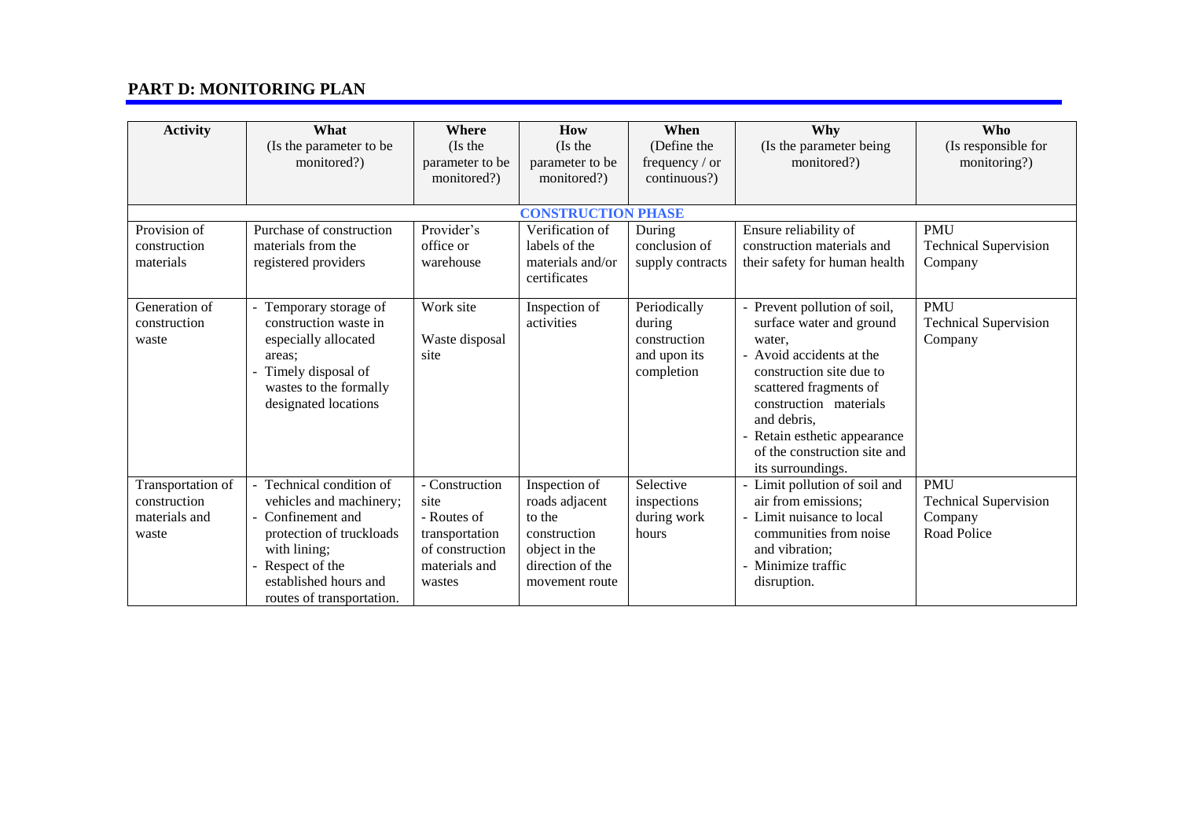## PART D: MONITORING PLAN

| Activity | What (Is the parameter to be monitored?) | Where (Is the parameter to be monitored?) | How (Is the parameter to be monitored?) | When (Define the frequency / or continuous?) | Why (Is the parameter being monitored?) | Who (Is responsible for monitoring?) |
|---|---|---|---|---|---|---|
| **CONSTRUCTION PHASE** | | | | | | |
| Provision of construction materials | Purchase of construction materials from the registered providers | Provider's office or warehouse | Verification of labels of the materials and/or certificates | During conclusion of supply contracts | Ensure reliability of construction materials and their safety for human health | PMU<br>Technical Supervision Company |
| Generation of construction waste | - Temporary storage of construction waste in especially allocated areas;<br>- Timely disposal of wastes to the formally designated locations | Work site<br><br>Waste disposal site | Inspection of activities | Periodically during construction and upon its completion | - Prevent pollution of soil, surface water and ground water,<br>- Avoid accidents at the construction site due to scattered fragments of construction materials and debris,<br>- Retain esthetic appearance of the construction site and its surroundings. | PMU<br>Technical Supervision Company |
| Transportation of construction materials and waste | - Technical condition of vehicles and machinery;<br>- Confinement and protection of truckloads with lining;<br>- Respect of the established hours and routes of transportation. | - Construction site<br>- Routes of transportation of construction materials and wastes | Inspection of roads adjacent to the construction object in the direction of the movement route | Selective inspections during work hours | - Limit pollution of soil and air from emissions;<br>- Limit nuisance to local communities from noise and vibration;<br>- Minimize traffic disruption. | PMU<br>Technical Supervision Company<br>Road Police |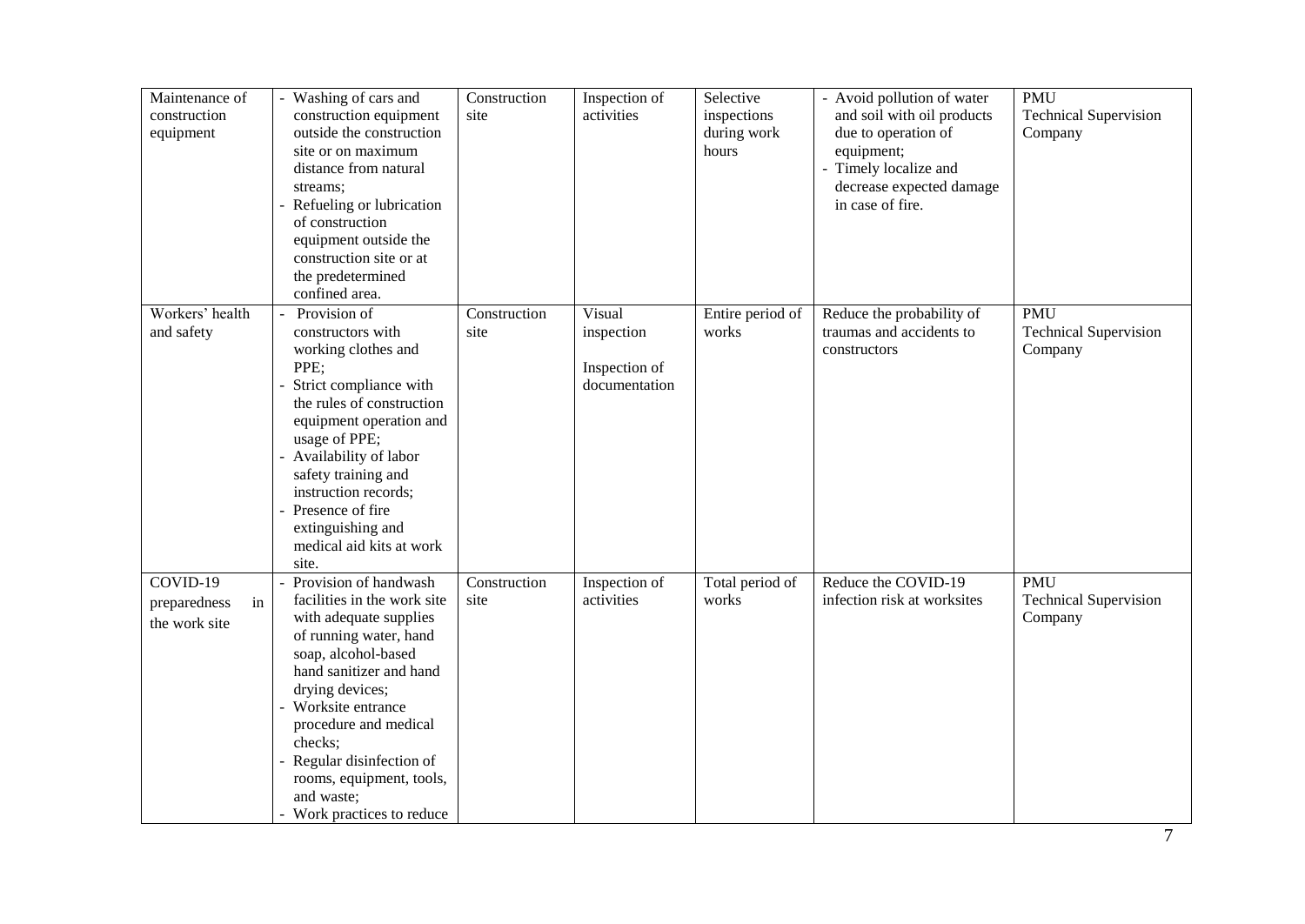| Maintenance of construction equipment | - Washing of cars and construction equipment outside the construction site or on maximum distance from natural streams;<br>- Refueling or lubrication of construction equipment outside the construction site or at the predetermined confined area. | Construction site | Inspection of activities | Selective inspections during work hours | - Avoid pollution of water and soil with oil products due to operation of equipment;<br>- Timely localize and decrease expected damage in case of fire. | PMU<br>Technical Supervision Company |
|---|---|---|---|---|---|---|
| Workers' health and safety | - Provision of constructors with working clothes and PPE;<br>- Strict compliance with the rules of construction equipment operation and usage of PPE;<br>- Availability of labor safety training and instruction records;<br>- Presence of fire extinguishing and medical aid kits at work site. | Construction site | Visual inspection<br><br>Inspection of documentation | Entire period of works | Reduce the probability of traumas and accidents to constructors | PMU<br>Technical Supervision Company |
| COVID-19 preparedness in the work site | - Provision of handwash facilities in the work site with adequate supplies of running water, hand soap, alcohol-based hand sanitizer and hand drying devices;<br>- Worksite entrance procedure and medical checks;<br>- Regular disinfection of rooms, equipment, tools, and waste;<br>- Work practices to reduce | Construction site | Inspection of activities | Total period of works | Reduce the COVID-19 infection risk at worksites | PMU<br>Technical Supervision Company |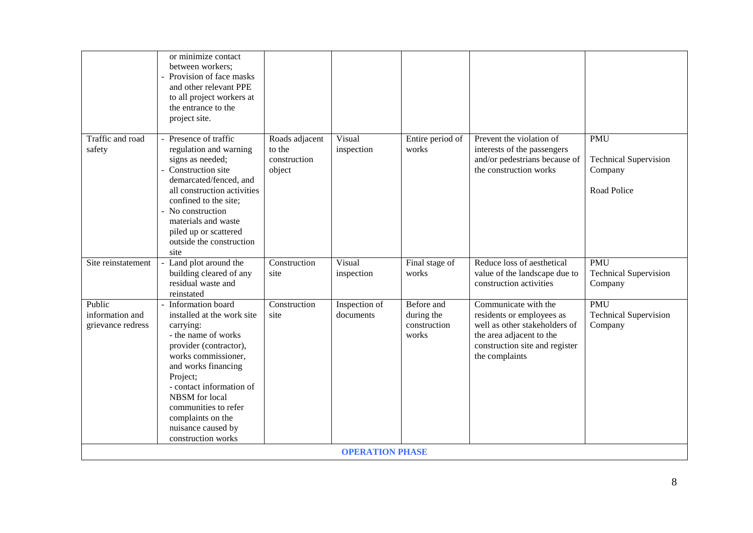| | | | | | | |
|---|---|---|---|---|---|---|
| | or minimize contact between workers;<br>- Provision of face masks and other relevant PPE to all project workers at the entrance to the project site. | | | | | |
| Traffic and road safety | - Presence of traffic regulation and warning signs as needed;<br>- Construction site demarcated/fenced, and all construction activities confined to the site;<br>- No construction materials and waste piled up or scattered outside the construction site | Roads adjacent to the construction object | Visual inspection | Entire period of works | Prevent the violation of interests of the passengers and/or pedestrians because of the construction works | PMU<br><br>Technical Supervision Company<br><br>Road Police |
| Site reinstatement | - Land plot around the building cleared of any residual waste and reinstated | Construction site | Visual inspection | Final stage of works | Reduce loss of aesthetical value of the landscape due to construction activities | PMU<br>Technical Supervision Company |
| Public information and grievance redress | - Information board installed at the work site carrying:<br>- the name of works provider (contractor), works commissioner, and works financing Project;<br>- contact information of NBSM for local communities to refer complaints on the nuisance caused by construction works | Construction site | Inspection of documents | Before and during the construction works | Communicate with the residents or employees as well as other stakeholders of the area adjacent to the construction site and register the complaints | PMU<br>Technical Supervision Company |
| **OPERATION PHASE** | | | | | | |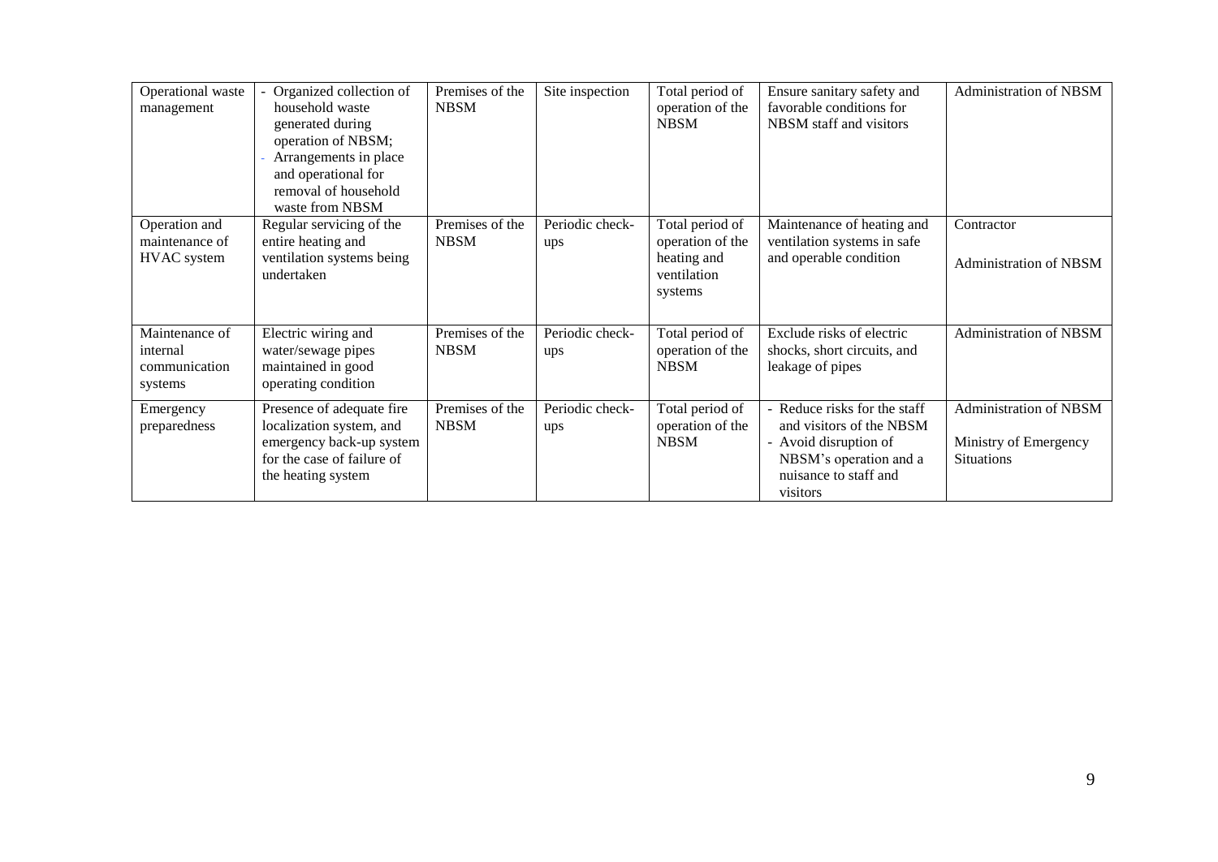| Operational waste management | - Organized collection of household waste generated during operation of NBSM;<br>- Arrangements in place and operational for removal of household waste from NBSM | Premises of the NBSM | Site inspection | Total period of operation of the NBSM | Ensure sanitary safety and favorable conditions for NBSM staff and visitors | Administration of NBSM |
|---|---|---|---|---|---|---|
| Operation and maintenance of HVAC system | Regular servicing of the entire heating and ventilation systems being undertaken | Premises of the NBSM | Periodic check-ups | Total period of operation of the heating and ventilation systems | Maintenance of heating and ventilation systems in safe and operable condition | Contractor<br><br>Administration of NBSM |
| Maintenance of internal communication systems | Electric wiring and water/sewage pipes maintained in good operating condition | Premises of the NBSM | Periodic check-ups | Total period of operation of the NBSM | Exclude risks of electric shocks, short circuits, and leakage of pipes | Administration of NBSM |
| Emergency preparedness | Presence of adequate fire localization system, and emergency back-up system for the case of failure of the heating system | Premises of the NBSM | Periodic check-ups | Total period of operation of the NBSM | - Reduce risks for the staff and visitors of the NBSM<br>- Avoid disruption of NBSM's operation and a nuisance to staff and visitors | Administration of NBSM<br><br>Ministry of Emergency Situations |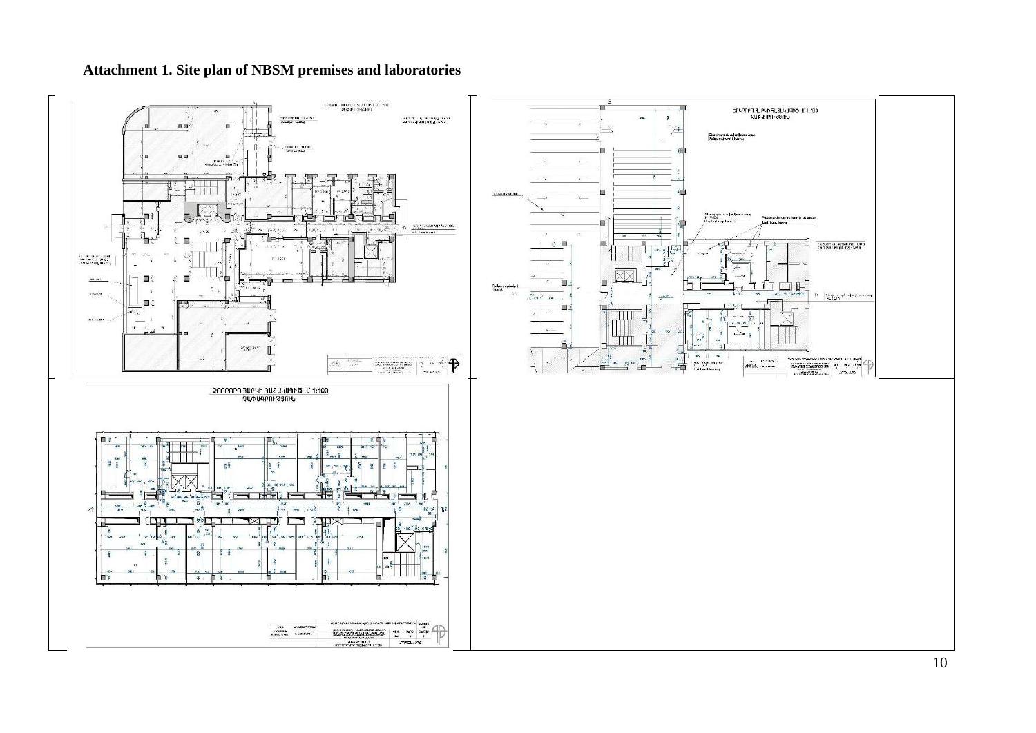**Attachment 1. Site plan of NBSM premises and laboratories**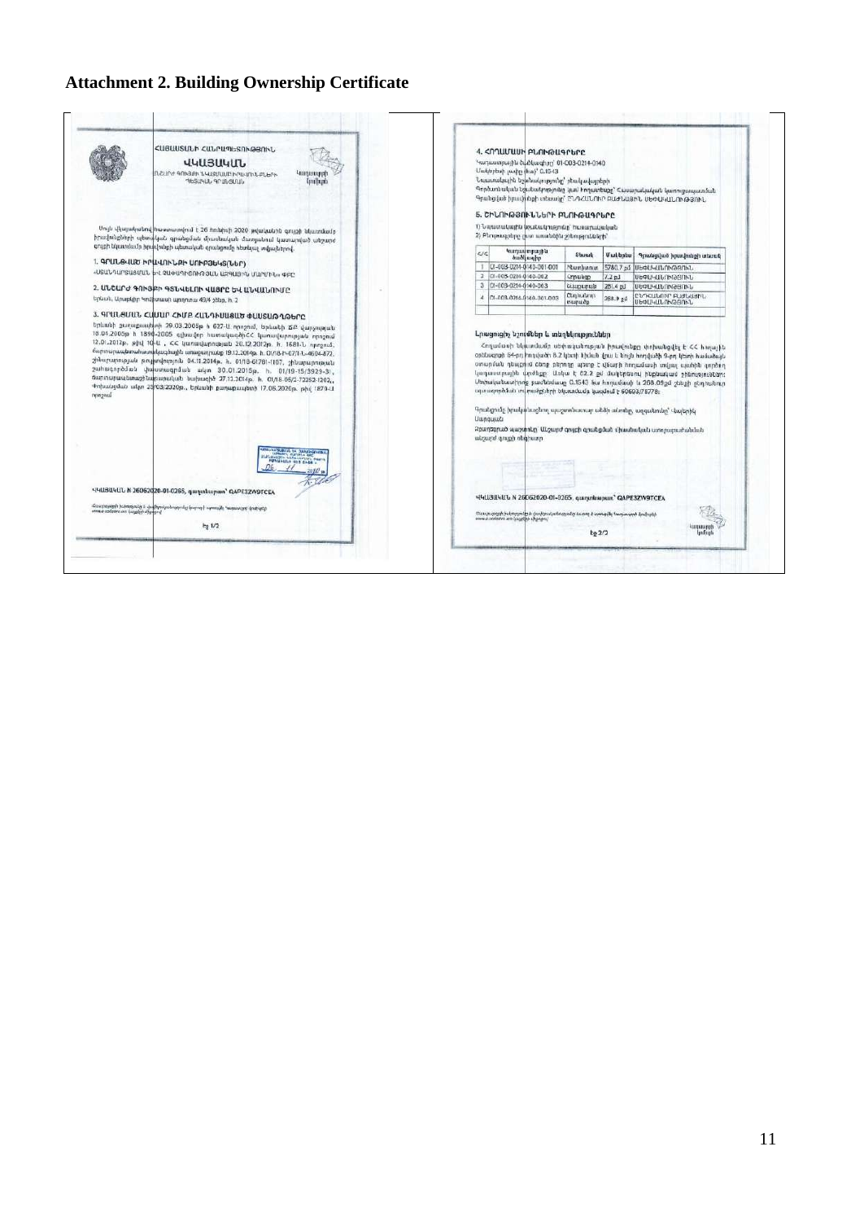# Attachment 2. Building Ownership Certificate

ՀԱՅԱՍՏԱՆԻ ՀԱՆՐԱՊԵՏՈՒԹՅՈՒՆ

ՎԿԱՅԱԿԱՆ

1. ԳՐԱՆՑՎԱԾ ԻՐԱՎՈՒՆՔԻ ՍՈՒԲՅԵԿՏ(ՆԵՐ)

2. ԱՆՇԱՐԺ ԳՈՒՅՔԻ ՏԵՂԱԴՐՈՒԹՅՈՒՆԸ ԵՎ ԱՆՎԱՆՈՒՄԸ

3. ԳՐԱՆՑՄԱՆ ՀԱՄԱՐ ՀԻՄՔ ՀԱՆԴԻՍԱՑՈՂ ՓԱՍՏԱԹՂԹԵՐԸ

ՎԿԱՅԱԿԱՆ N 26062020-01-0265, գաղտնաբառ՝ QAPE3ZW9TCEA

4. ՀՈՂԱՄԱՍԻ ԲՆՈՒԹԱԳԻՐԸ

Կադաստրային ծածկագիր՝ 01-003-0214-0140

Մակերեսը (հա)՝ 0.1543

5. ՇԻՆՈՒԹՅՈՒՆՆԵՐԻ ԲՆՈՒԹԱԳԻՐԸ

| Հ/Հ | Կադաստրային ծածկագիր | Տեսակ | Մակերես | Գրանցված իրավունքի տեսակ |
|---|---|---|---|---|
| 1 | 01-003-0214-0140-001-001 | | 5780.7 քմ | ՍԵՓԱԿԱՆՈՒԹՅՈՒՆ |
| 2 | 01-003-0214-0140-002 | | 7.2 քմ | ՍԵՓԱԿԱՆՈՒԹՅՈՒՆ |
| 3 | 01-003-0214-0140-003 | | 251.4 քմ | ՍԵՓԱԿԱՆՈՒԹՅՈՒՆ |
| 4 | 01-003-0214-0140-001-003 | | 268.9 քմ | ՍԵՓԱԿԱՆՈՒԹՅՈՒՆ |

ՎԿԱՅԱԿԱՆ N 26062020-01-0265, գաղտնաբառ՝ QAPE3ZW9TCEA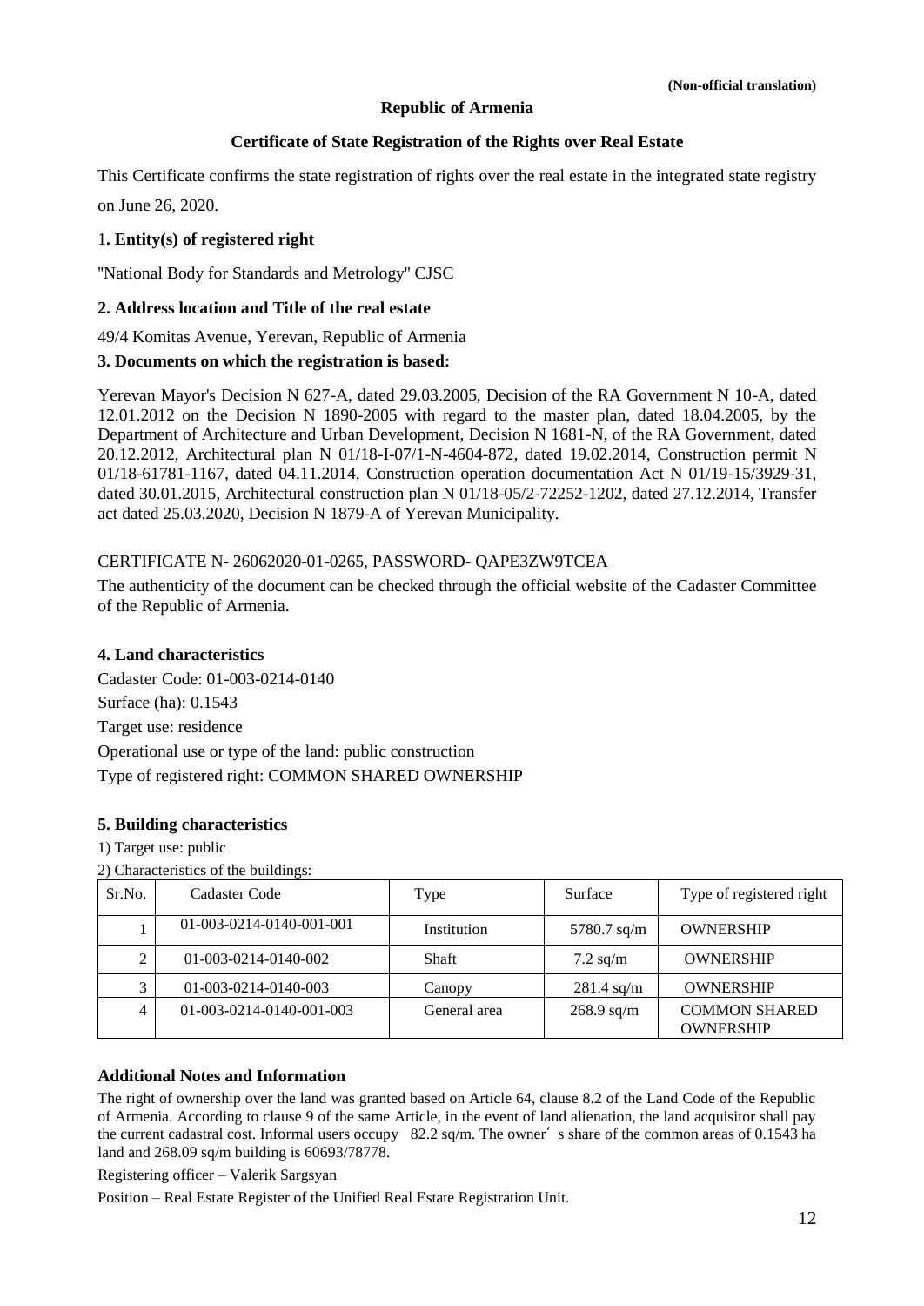(Non-official translation)

**Republic of Armenia**

**Certificate of State Registration of the Rights over Real Estate**

This Certificate confirms the state registration of rights over the real estate in the integrated state registry on June 26, 2020.

**1. Entity(s) of registered right**

"National Body for Standards and Metrology" CJSC

**2. Address location and Title of the real estate**

49/4 Komitas Avenue, Yerevan, Republic of Armenia

**3. Documents on which the registration is based:**

Yerevan Mayor's Decision N 627-A, dated 29.03.2005, Decision of the RA Government N 10-A, dated 12.01.2012 on the Decision N 1890-2005 with regard to the master plan, dated 18.04.2005, by the Department of Architecture and Urban Development, Decision N 1681-N, of the RA Government, dated 20.12.2012, Architectural plan N 01/18-I-07/1-N-4604-872, dated 19.02.2014, Construction permit N 01/18-61781-1167, dated 04.11.2014, Construction operation documentation Act N 01/19-15/3929-31, dated 30.01.2015, Architectural construction plan N 01/18-05/2-72252-1202, dated 27.12.2014, Transfer act dated 25.03.2020, Decision N 1879-A of Yerevan Municipality.

CERTIFICATE N- 26062020-01-0265, PASSWORD- QAPE3ZW9TCEA

The authenticity of the document can be checked through the official website of the Cadaster Committee of the Republic of Armenia.

**4. Land characteristics**

Cadaster Code: 01-003-0214-0140

Surface (ha): 0.1543

Target use: residence

Operational use or type of the land: public construction

Type of registered right: COMMON SHARED OWNERSHIP

**5. Building characteristics**

1) Target use: public

2) Characteristics of the buildings:

| Sr.No. | Cadaster Code | Type | Surface | Type of registered right |
|---|---|---|---|---|
| 1 | 01-003-0214-0140-001-001 | Institution | 5780.7 sq/m | OWNERSHIP |
| 2 | 01-003-0214-0140-002 | Shaft | 7.2 sq/m | OWNERSHIP |
| 3 | 01-003-0214-0140-003 | Canopy | 281.4 sq/m | OWNERSHIP |
| 4 | 01-003-0214-0140-001-003 | General area | 268.9 sq/m | COMMON SHARED OWNERSHIP |

**Additional Notes and Information**

The right of ownership over the land was granted based on Article 64, clause 8.2 of the Land Code of the Republic of Armenia. According to clause 9 of the same Article, in the event of land alienation, the land acquisitor shall pay the current cadastral cost. Informal users occupy 82.2 sq/m. The owner΄ s share of the common areas of 0.1543 ha land and 268.09 sq/m building is 60693/78778.

Registering officer – Valerik Sargsyan

Position – Real Estate Register of the Unified Real Estate Registration Unit.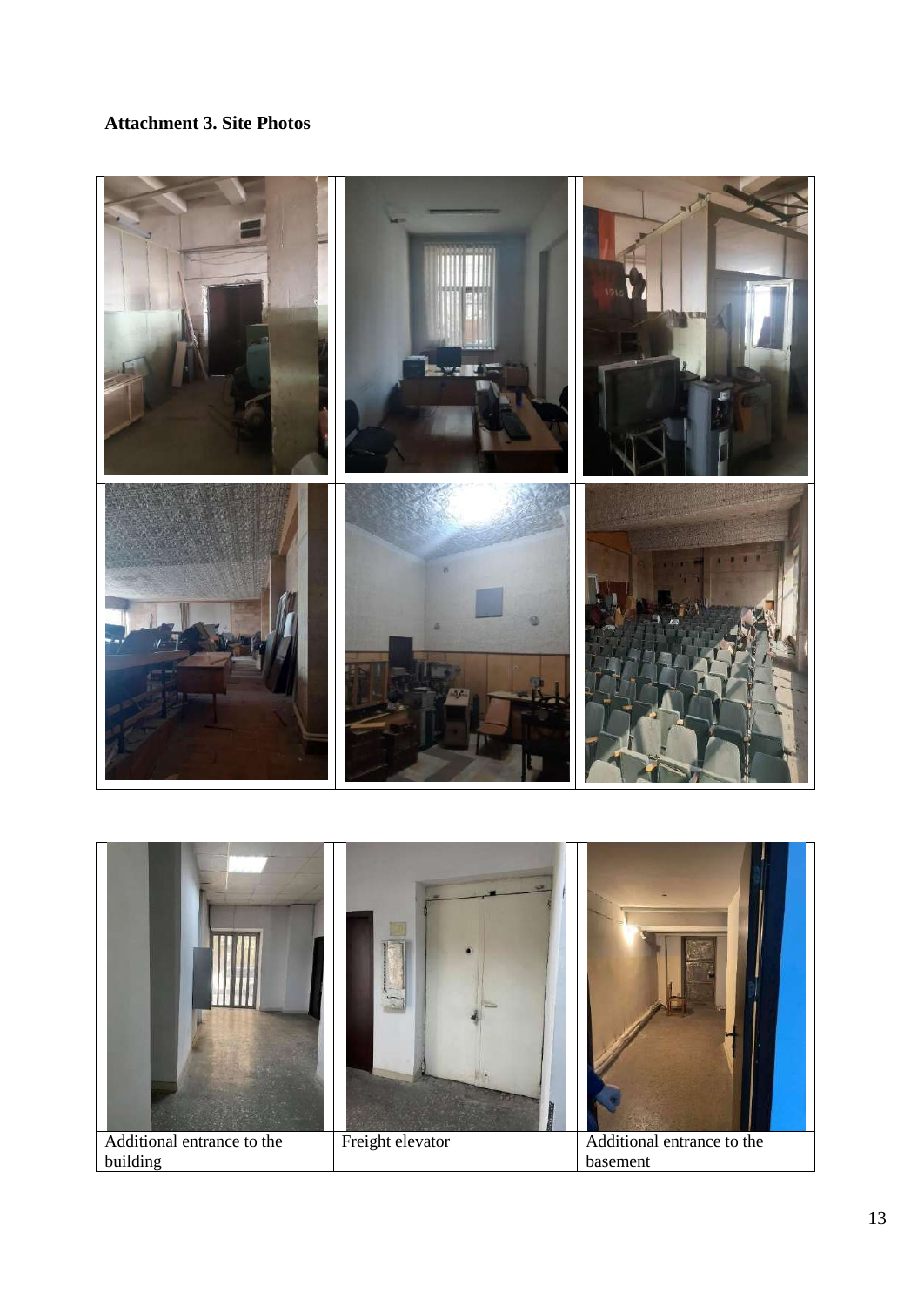**Attachment 3. Site Photos**

| Additional entrance to the building | Freight elevator | Additional entrance to the basement |
| --- | --- | --- |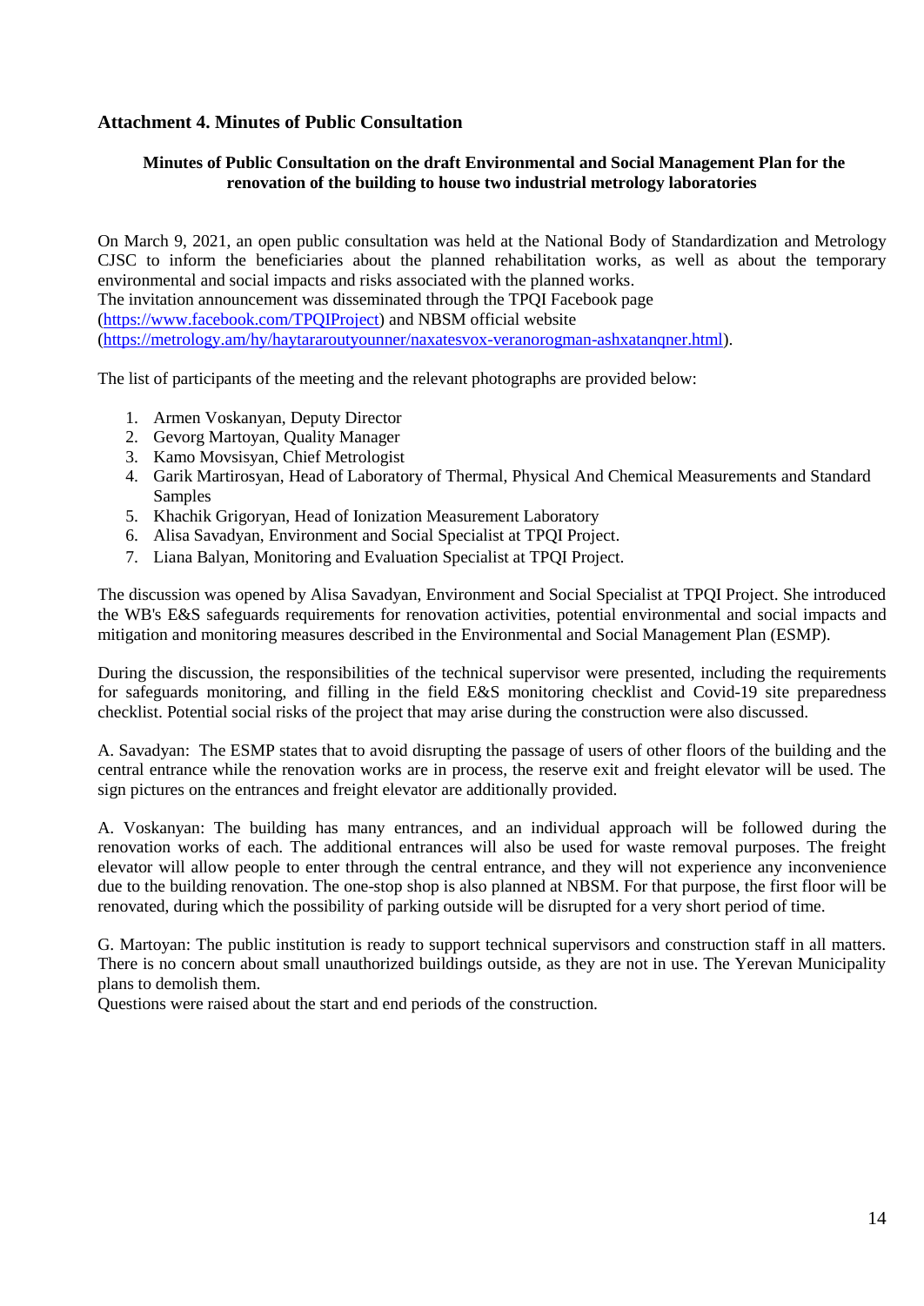## Attachment 4. Minutes of Public Consultation

**Minutes of Public Consultation on the draft Environmental and Social Management Plan for the renovation of the building to house two industrial metrology laboratories**

On March 9, 2021, an open public consultation was held at the National Body of Standardization and Metrology CJSC to inform the beneficiaries about the planned rehabilitation works, as well as about the temporary environmental and social impacts and risks associated with the planned works.
The invitation announcement was disseminated through the TPQI Facebook page (https://www.facebook.com/TPQIProject) and NBSM official website (https://metrology.am/hy/haytararoutyounner/naxatesvox-veranorogman-ashxatanqner.html).

The list of participants of the meeting and the relevant photographs are provided below:

1. Armen Voskanyan, Deputy Director
2. Gevorg Martoyan, Quality Manager
3. Kamo Movsisyan, Chief Metrologist
4. Garik Martirosyan, Head of Laboratory of Thermal, Physical And Chemical Measurements and Standard Samples
5. Khachik Grigoryan, Head of Ionization Measurement Laboratory
6. Alisa Savadyan, Environment and Social Specialist at TPQI Project.
7. Liana Balyan, Monitoring and Evaluation Specialist at TPQI Project.

The discussion was opened by Alisa Savadyan, Environment and Social Specialist at TPQI Project. She introduced the WB's E&S safeguards requirements for renovation activities, potential environmental and social impacts and mitigation and monitoring measures described in the Environmental and Social Management Plan (ESMP).

During the discussion, the responsibilities of the technical supervisor were presented, including the requirements for safeguards monitoring, and filling in the field E&S monitoring checklist and Covid-19 site preparedness checklist. Potential social risks of the project that may arise during the construction were also discussed.

A. Savadyan: The ESMP states that to avoid disrupting the passage of users of other floors of the building and the central entrance while the renovation works are in process, the reserve exit and freight elevator will be used. The sign pictures on the entrances and freight elevator are additionally provided.

A. Voskanyan: The building has many entrances, and an individual approach will be followed during the renovation works of each. The additional entrances will also be used for waste removal purposes. The freight elevator will allow people to enter through the central entrance, and they will not experience any inconvenience due to the building renovation. The one-stop shop is also planned at NBSM. For that purpose, the first floor will be renovated, during which the possibility of parking outside will be disrupted for a very short period of time.

G. Martoyan: The public institution is ready to support technical supervisors and construction staff in all matters. There is no concern about small unauthorized buildings outside, as they are not in use. The Yerevan Municipality plans to demolish them.
Questions were raised about the start and end periods of the construction.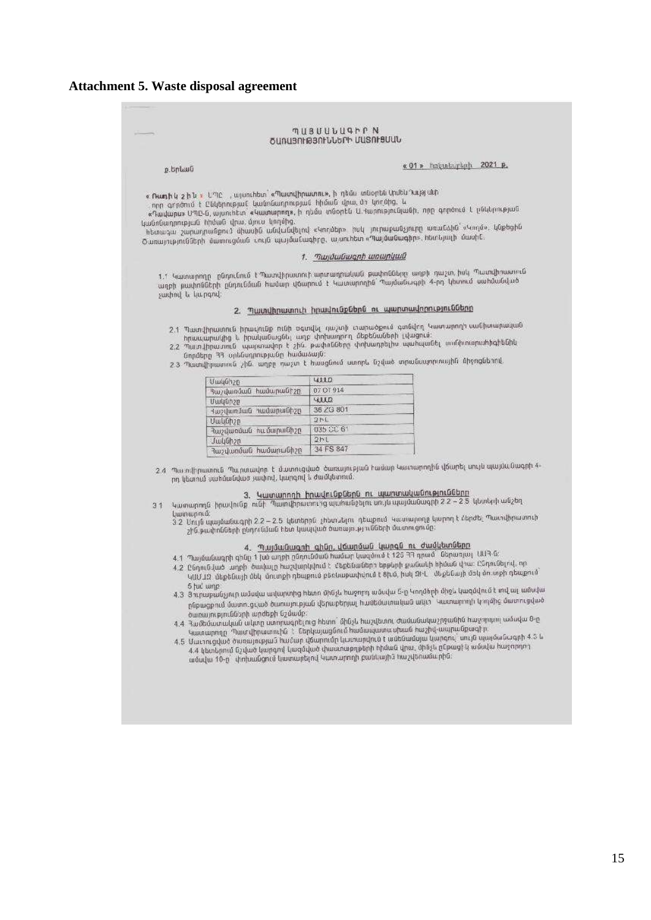# Attachment 5. Waste disposal agreement

**ՊԱՅՄԱՆԱԳԻՐ N**
**ԾԱՌԱՅՈՒԹՅՈՒՆՆԵՐԻ ՄԱՏՈՒՑՄԱՆ**

ք.Երևան «01» հոկտեմբերի 2021 թ.

«Ռաֆիկ Չիկ» ՍՊԸ, այսուհետ՝ «Պատվիրատու», ի դեմս տնօրեն ..., որը գործում է Ընկերության կանոնադրության հիման վրա, մի կողմից, և «Կապալառու» ՍՊԸ-ն, այսուհետ՝ «Կատարող», ի դեմս տնօրեն Ա. Կարապետյանի, որը գործում է ընկերության կանոնադրության հիման վրա, մյուս կողմից, հետագա շարադրանքում միասին անվանվելով «Կողմեր», իսկ յուրաքանչյուրը առանձին՝ «Կողմ», կնքեցին ծառայությունների մատուցման սույն պայմանագիրը, այսուհետ «Պայմանագիր», հետևյալի մասին.

## 1. Պայմանագրի առարկան

1.1 Կատարողը ընդունում է Պատվիրատուի արտադրական թափոնները աղբի դաշտ, իսկ Պատվիրատուն աղբի թափոնների ընդունման համար վճարում է Կատարողին Պայմանագրի 4-րդ կետում սահմանված չափով և կարգով:

## 2. Պատվիրատուի իրավունքներն ու պարտավորությունները

2.1 Պատվիրատուն իրավունք ունի օգտվել դաշտի տարածքում գտնվող Կատարողի սահմանափակված հրապարակից և հրականգնել աղբ փոխադրող մեքենաների կայանում:
2.2 Պատվիրատուն պարտավոր է չին. թափոնները փոխադրելիս պահպանել տրանսպորտային նորմերը ՀՀ օրենսդրությամբ համաձայն:
2.3 Պատվիրատուն չին. աղբը դաշտ է հասցնում ստորև նշված տրանսպորտային միջոցներով.

| Մակնիշը | ԿԱՄԱԶ |
|---|---|
| Հաշվառման համարանիշը | 07 OT 914 |
| Մակնիշը | ԿԱՄԱԶ |
| Հաշվառման համարանիշը | 36 ZG 801 |
| Մակնիշը | ԶԻԼ |
| Հաշվառման համարանիշը | 035 CC 61 |
| Մակնիշը | ԶԻԼ |
| Հաշվառման համարանիշը | 34 FS 847 |

2.4 Պատվիրատուն պարտավոր է մատուցված ծառայության համար Կատարողին վճարել սույն պայմանագրի 4-րդ կետում սահմանված չափով, կարգով և ժամկետում:

## 3. Կատարողի իրավունքներն ու պարտականությունները

3.1 Կատարողն իրավունք ունի Պատվիրատուից պահանջելու սույն պայմանագրի 2.2 – 2.5 կետերի անշեղ կատարում:
3.2 Սույն պայմանագրի 2.2 – 2.5 կետերը չկատարելու դեպքում Կատարողը կարող է մերժել Պատվիրատուի չին.թափոնների ընդունման հետ կապված ծառայությունների մատուցումը:

## 4. Պայմանագրի գինը, վճարման կարգն և ժամկետները

4.1 Պայմանագրի գինը 1 խմ աղբի ընդունման համար կազմում է 125 ՀՀ դրամ՝ ներառյալ ԱԱՀ-ն:
4.2 Ընդունված աղբի ծավալը հաշվարկվում է մեքենաների երթերի քանակի հիման վրա: Ընդունելով, որ ԿԱՄԱԶ մեքենայի մեկ մուտքի դեպքում բեռնաթափվում է 8խմ, իսկ ԶԻԼ մեքենայի մեկ մուտքի դեպքում՝ 5 խմ աղբ:
4.3 Յուրաքանչյուր ամսվա ավարտից հետո մինչև հաջորդ ամսվա 5-ը Կողմերի միջև կազմվում է տվյալ ամսվա ընթացքում մատուցված ծառայության վերաբերյալ հանձնման-ընդունման ակտ՝ Կատարողի կողմից մատուցված ծառայությունների արժեքի նշմամբ:
4.4 Համաձայնական ակտը ստորագրելուց հետո մինչև հաշվետու ժամանակաշրջանին հաջորդող ամսվա 8-ը Կատարողը Պատվիրատուին է ներկայացնում հարկային հաշիվ-ապրանքագիր:
4.5 Մատուցված ծառայության համար վճարումը կատարվում է անկանխիկ կարգով՝ սույն պայմանագրի 4.3 և 4.4 կետերում նշված կարգով կազմված փաստաթղթերի հիման վրա, մինչև ընթացիկ ամսվա հաջորդող ամսվա 10-ը՝ փոխանցում կատարելով Կատարողի բանկային հաշվեհամարին: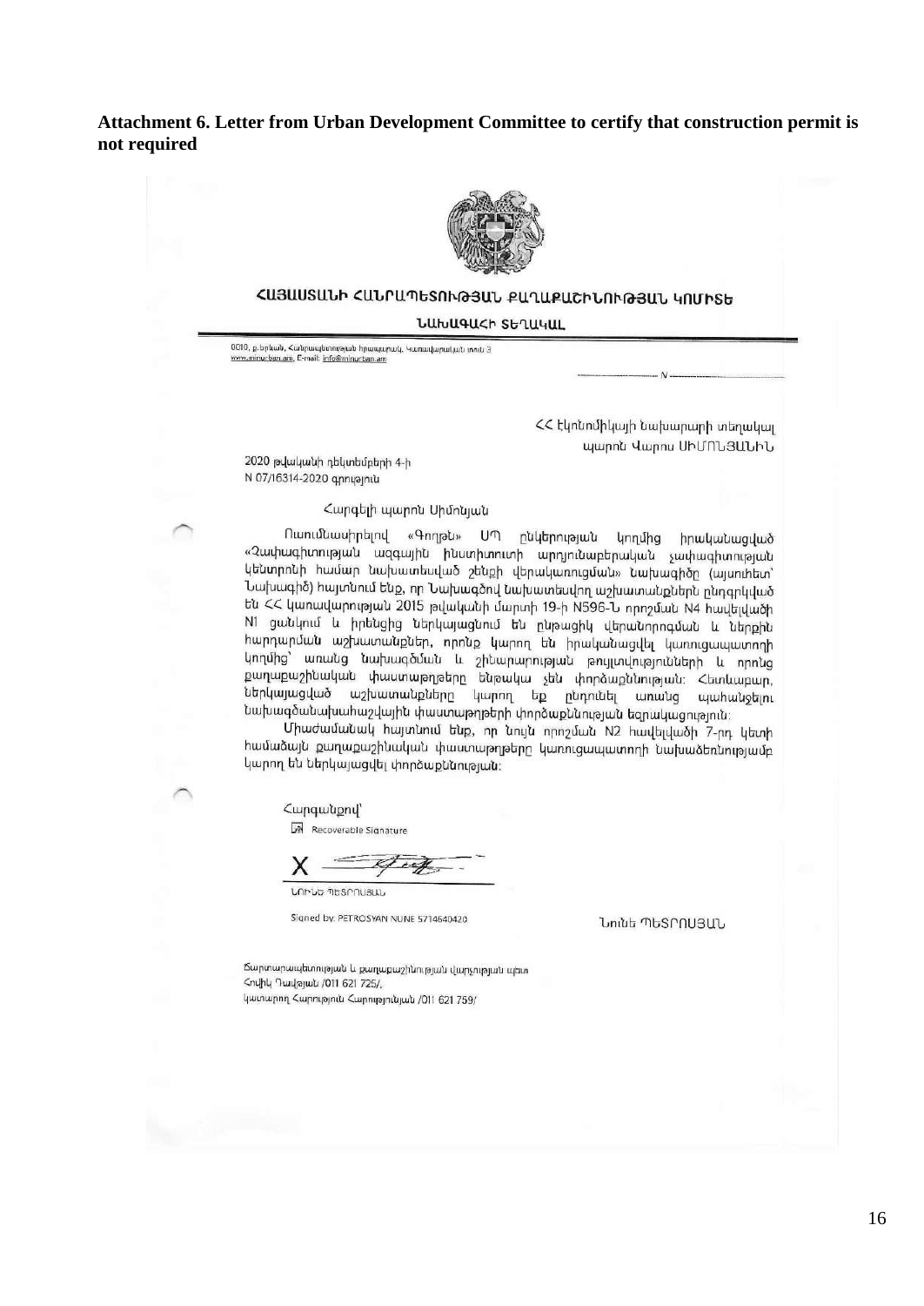**Attachment 6. Letter from Urban Development Committee to certify that construction permit is not required**

ՀԱՅԱՍՏԱՆԻ ՀԱՆՐԱՊԵՏՈՒԹՅԱՆ ՔԱՂԱՔԱՇԻՆՈՒԹՅԱՆ ԿՈՄԻՏԵ

ՆԱԽԱԳԱՀԻ ՏԵՂԱԿԱԼ

0010, ք.Երևան, Հանրապետության հրապարակ, Կառավարական տուն 3
www.minurban.am, E-mail: info@minurban.am

N

ՀՀ էկոնոմիկայի նախարարի տեղակալ
պարոն Վարոս ՍԻՄՈՆՅԱՆԻՆ

2020 թվականի դեկտեմբերի 4-ի
N 07/16314-2020 գրությամբ

Հարգելի պարոն Սիմոնյան

Ուսումնասիրելով «Գոլդեն» ՍՊ ընկերության կողմից իրականացված «Չափագիտության ազգային ինստիտուտի արդյունաբերական չափագիտության կենտրոնի համար նախատեսված շենքի վերակառուցման» նախագիծը (այսուհետ՝ Նախագիծ) հայտնում ենք, որ Նախագծով նախատեսվող աշխատանքներն ընդգրկված են ՀՀ կառավարության 2015 թվականի մարտի 19-ի N596-Ն որոշման N4 հավելվածի N1 ցանկում և իրենցից ներկայացնում են ընթացիկ վերանորոգման և ներքին հարդարման աշխատանքներ, որոնք կարող են իրականացվել կառուցապատողի կողմից՝ առանց նախագծման և շինարարության թույլտվությունների և որոնց քաղաքաշինական փաստաթղթերը ենթակա չեն փորձաքննության: Հետևաբար, ներկայացված աշխատանքները կարող եք ընդունել առանց պահանջելու նախագծանախահաշվային փաստաթղթերի փորձաքննության եզրակացություն:

Միաժամանակ հայտնում ենք, որ նույն որոշման N2 հավելվածի 7-րդ կետի համաձայն քաղաքաշինական փաստաթղթերը կառուցապատողի նախաձեռնությամբ կարող են ներկայացվել փորձաքննության:

Հարգանքով՝

Recoverable Signature

X

ՆՈՒՆԵ ՊԵՏՐՈՍՅԱՆ

Signed by: PETROSYAN NUNE 5714640420

Նունե ՊԵՏՐՈՍՅԱՆ

Ճարտարապետության և քաղաքաշինության վարչության պետ
Հովիկ Դավթյան /011 621 725/,
կատարող Հարություն Հարությունյան /011 621 759/